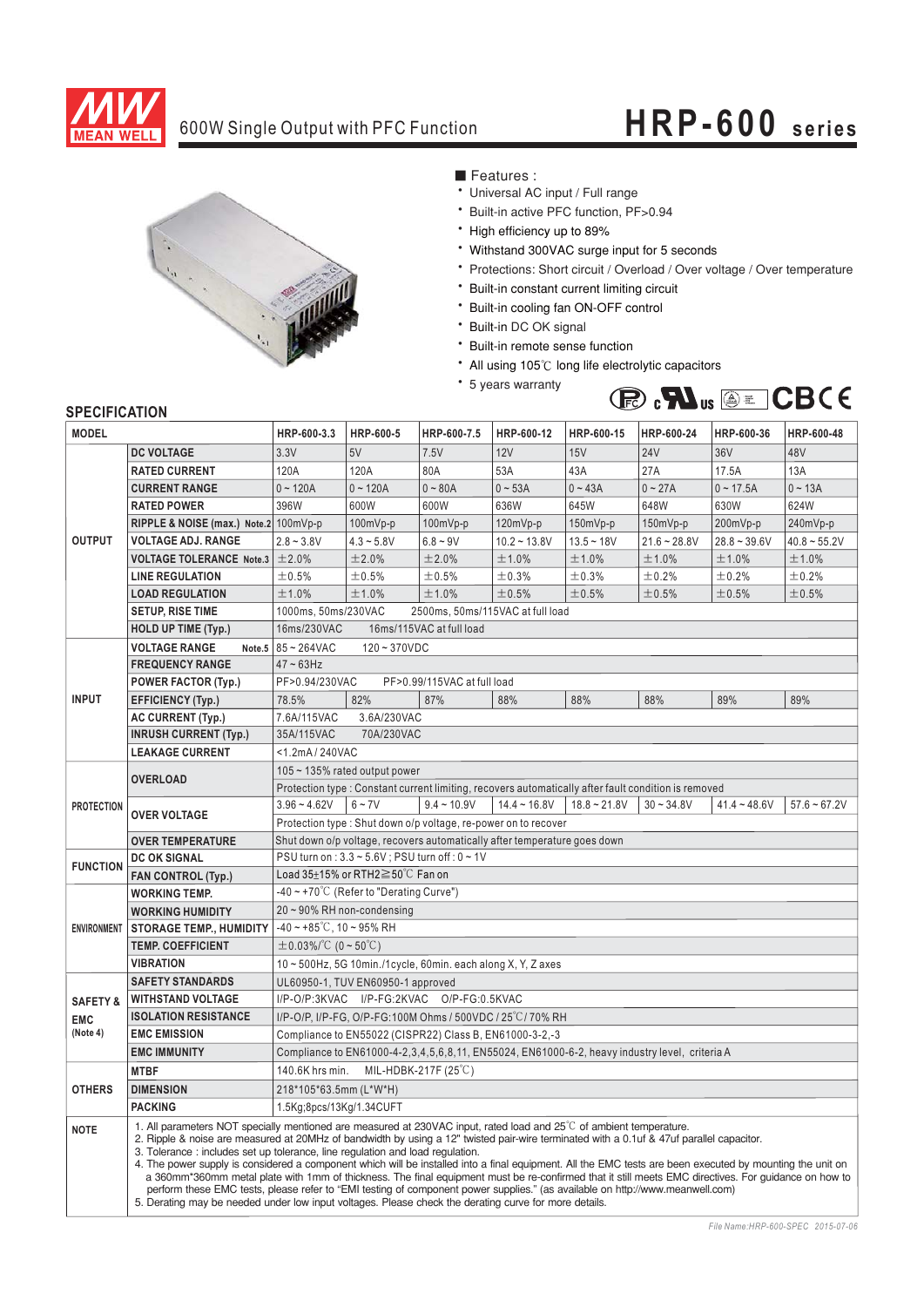# 600W Single Output with PFC Function

# HRP-600 series

■ Features :

- Universal AC input / Full range
- Built-in active PFC function, PF>0.94
- High efficiency up to 89%
- Withstand 300VAC surge input for 5 seconds
- Protections: Short circuit / Overload / Over voltage / Over temperature
- Built-in constant current limiting circuit
- Built-in cooling fan ON-OFF control
- Built-in DC OK signal
- Built-in remote sense function
- All using 105℃ long life electrolytic capacitors
- 5 years warranty

## SPECIFICATION

| MODEL | | HRP-600-3.3 | HRP-600-5 | HRP-600-7.5 | HRP-600-12 | HRP-600-15 | HRP-600-24 | HRP-600-36 | HRP-600-48 |
|---|---|---|---|---|---|---|---|---|---|
| OUTPUT | DC VOLTAGE | 3.3V | 5V | 7.5V | 12V | 15V | 24V | 36V | 48V |
| | RATED CURRENT | 120A | 120A | 80A | 53A | 43A | 27A | 17.5A | 13A |
| | CURRENT RANGE | 0 ~ 120A | 0 ~ 120A | 0 ~ 80A | 0 ~ 53A | 0 ~ 43A | 0 ~ 27A | 0 ~ 17.5A | 0 ~ 13A |
| | RATED POWER | 396W | 600W | 600W | 636W | 645W | 648W | 630W | 624W |
| | RIPPLE & NOISE (max.) Note.2 | 100mVp-p | 100mVp-p | 100mVp-p | 120mVp-p | 150mVp-p | 150mVp-p | 200mVp-p | 240mVp-p |
| | VOLTAGE ADJ. RANGE | 2.8 ~ 3.8V | 4.3 ~ 5.8V | 6.8 ~ 9V | 10.2 ~ 13.8V | 13.5 ~ 18V | 21.6 ~ 28.8V | 28.8 ~ 39.6V | 40.8 ~ 55.2V |
| | VOLTAGE TOLERANCE Note.3 | ±2.0% | ±2.0% | ±2.0% | ±1.0% | ±1.0% | ±1.0% | ±1.0% | ±1.0% |
| | LINE REGULATION | ±0.5% | ±0.5% | ±0.5% | ±0.3% | ±0.3% | ±0.2% | ±0.2% | ±0.2% |
| | LOAD REGULATION | ±1.0% | ±1.0% | ±1.0% | ±0.5% | ±0.5% | ±0.5% | ±0.5% | ±0.5% |
| | SETUP, RISE TIME | 1000ms, 50ms/230VAC 2500ms, 50ms/115VAC at full load | | | | | | | |
| | HOLD UP TIME (Typ.) | 16ms/230VAC 16ms/115VAC at full load | | | | | | | |
| INPUT | VOLTAGE RANGE Note.5 | 85 ~ 264VAC 120 ~ 370VDC | | | | | | | |
| | FREQUENCY RANGE | 47 ~ 63Hz | | | | | | | |
| | POWER FACTOR (Typ.) | PF>0.94/230VAC PF>0.99/115VAC at full load | | | | | | | |
| | EFFICIENCY (Typ.) | 78.5% | 82% | 87% | 88% | 88% | 88% | 89% | 89% |
| | AC CURRENT (Typ.) | 7.6A/115VAC 3.6A/230VAC | | | | | | | |
| | INRUSH CURRENT (Typ.) | 35A/115VAC 70A/230VAC | | | | | | | |
| | LEAKAGE CURRENT | <1.2mA / 240VAC | | | | | | | |
| PROTECTION | OVERLOAD | 105 ~ 135% rated output power | | | | | | | |
| | | Protection type : Constant current limiting, recovers automatically after fault condition is removed | | | | | | | |
| | OVER VOLTAGE | 3.96 ~ 4.62V | 6 ~ 7V | 9.4 ~ 10.9V | 14.4 ~ 16.8V | 18.8 ~ 21.8V | 30 ~ 34.8V | 41.4 ~ 48.6V | 57.6 ~ 67.2V |
| | | Protection type : Shut down o/p voltage, re-power on to recover | | | | | | | |
| | OVER TEMPERATURE | Shut down o/p voltage, recovers automatically after temperature goes down | | | | | | | |
| FUNCTION | DC OK SIGNAL | PSU turn on : 3.3 ~ 5.6V ; PSU turn off : 0 ~ 1V | | | | | | | |
| | FAN CONTROL (Typ.) | Load 35±15% or RTH2≧50℃ Fan on | | | | | | | |
| ENVIRONMENT | WORKING TEMP. | -40 ~ +70℃ (Refer to "Derating Curve") | | | | | | | |
| | WORKING HUMIDITY | 20 ~ 90% RH non-condensing | | | | | | | |
| | STORAGE TEMP., HUMIDITY | -40 ~ +85℃, 10 ~ 95% RH | | | | | | | |
| | TEMP. COEFFICIENT | ±0.03%/℃ (0 ~ 50℃) | | | | | | | |
| | VIBRATION | 10 ~ 500Hz, 5G 10min./1cycle, 60min. each along X, Y, Z axes | | | | | | | |
| SAFETY & EMC (Note 4) | SAFETY STANDARDS | UL60950-1, TUV EN60950-1 approved | | | | | | | |
| | WITHSTAND VOLTAGE | I/P-O/P:3KVAC I/P-FG:2KVAC O/P-FG:0.5KVAC | | | | | | | |
| | ISOLATION RESISTANCE | I/P-O/P, I/P-FG, O/P-FG:100M Ohms / 500VDC / 25℃/ 70% RH | | | | | | | |
| | EMC EMISSION | Compliance to EN55022 (CISPR22) Class B, EN61000-3-2,-3 | | | | | | | |
| | EMC IMMUNITY | Compliance to EN61000-4-2,3,4,5,6,8,11, EN55024, EN61000-6-2, heavy industry level, criteria A | | | | | | | |
| OTHERS | MTBF | 140.6K hrs min. MIL-HDBK-217F (25℃) | | | | | | | |
| | DIMENSION | 218*105*63.5mm (L*W*H) | | | | | | | |
| | PACKING | 1.5Kg;8pcs/13Kg/1.34CUFT | | | | | | | |

**NOTE**

1. All parameters NOT specially mentioned are measured at 230VAC input, rated load and 25℃ of ambient temperature.
2. Ripple & noise are measured at 20MHz of bandwidth by using a 12" twisted pair-wire terminated with a 0.1uf & 47uf parallel capacitor.
3. Tolerance : includes set up tolerance, line regulation and load regulation.
4. The power supply is considered a component which will be installed into a final equipment. All the EMC tests are been executed by mounting the unit on a 360mm*360mm metal plate with 1mm of thickness. The final equipment must be re-confirmed that it still meets EMC directives. For guidance on how to perform these EMC tests, please refer to "EMI testing of component power supplies." (as available on http://www.meanwell.com)
5. Derating may be needed under low input voltages. Please check the derating curve for more details.

File Name:HRP-600-SPEC 2015-07-06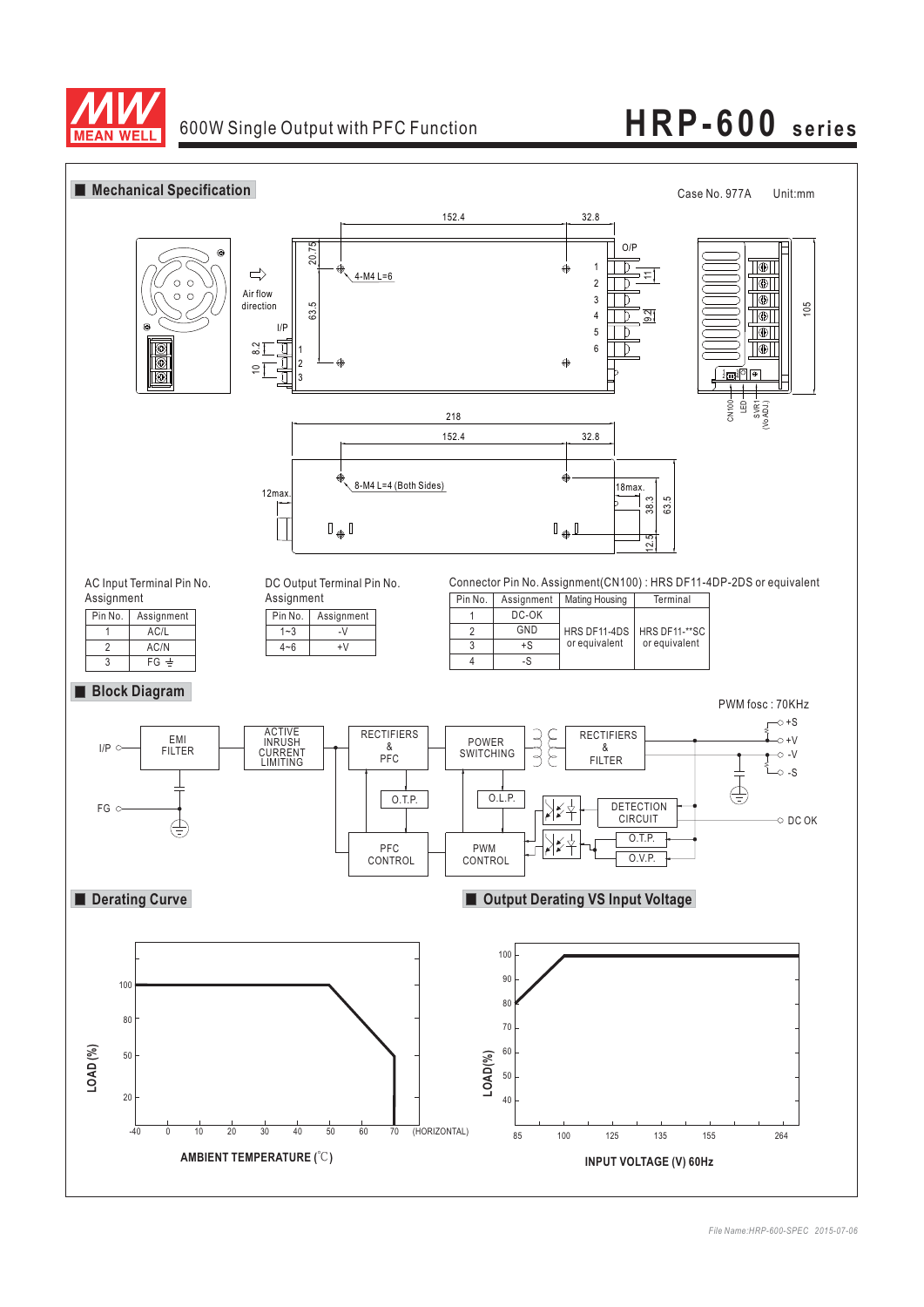# HRP-600 series

600W Single Output with PFC Function

## Mechanical Specification

Case No. 977A Unit:mm

AC Input Terminal Pin No. Assignment

| Pin No. | Assignment |
|---|---|
| 1 | AC/L |
| 2 | AC/N |
| 3 | FG ⏚ |

DC Output Terminal Pin No. Assignment

| Pin No. | Assignment |
|---|---|
| 1~3 | -V |
| 4~6 | +V |

Connector Pin No. Assignment(CN100) : HRS DF11-4DP-2DS or equivalent

| Pin No. | Assignment | Mating Housing | Terminal |
|---|---|---|---|
| 1 | DC-OK | HRS DF11-4DS or equivalent | HRS DF11-**SC or equivalent |
| 2 | GND | | |
| 3 | +S | | |
| 4 | -S | | |

## Block Diagram

PWM fosc : 70KHz

## Derating Curve

## Output Derating VS Input Voltage

*File Name:HRP-600-SPEC 2015-07-06*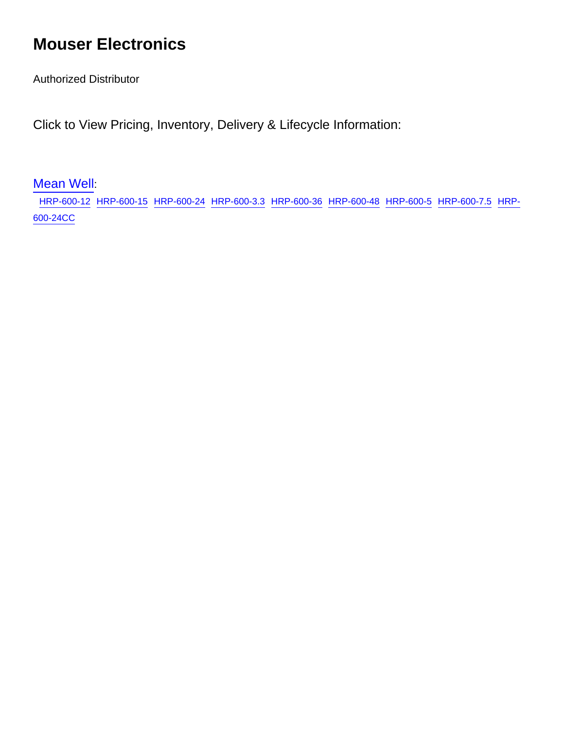# Mouser Electronics

Authorized Distributor

Click to View Pricing, Inventory, Delivery & Lifecycle Information:

Mean Well:

HRP-600-12 HRP-600-15 HRP-600-24 HRP-600-3.3 HRP-600-36 HRP-600-48 HRP-600-5 HRP-600-7.5 HRP-600-24CC